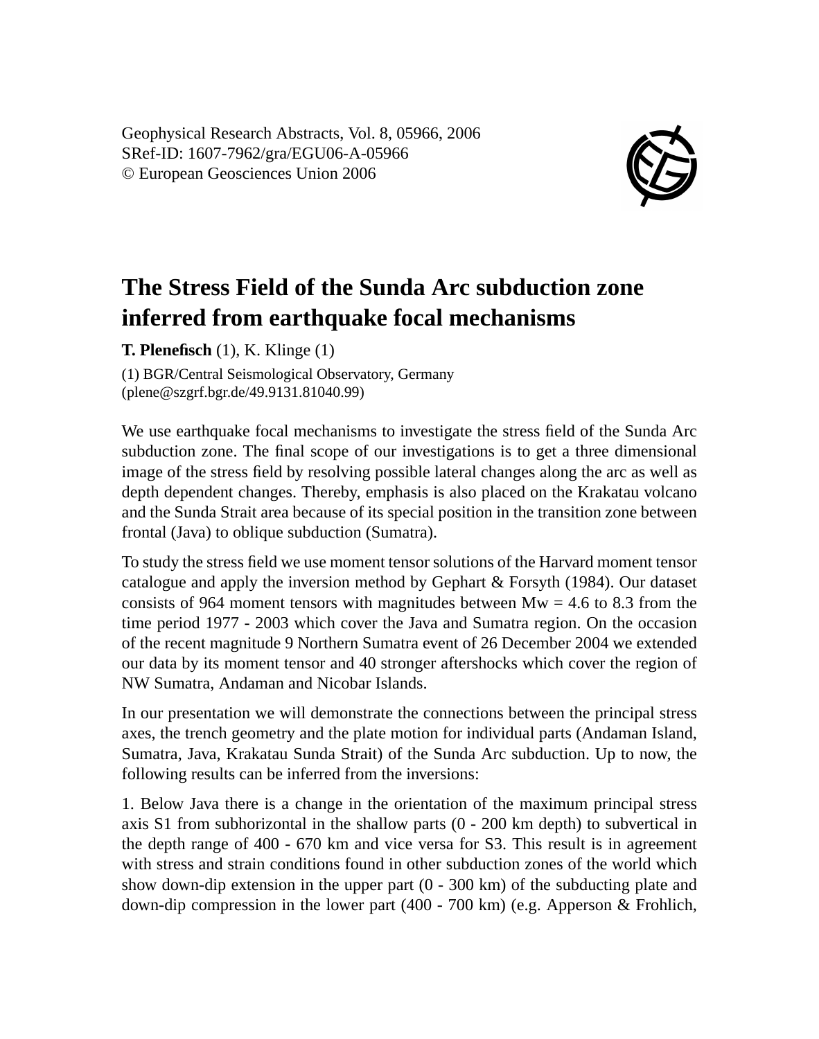Geophysical Research Abstracts, Vol. 8, 05966, 2006
SRef-ID: 1607-7962/gra/EGU06-A-05966
© European Geosciences Union 2006

# The Stress Field of the Sunda Arc subduction zone inferred from earthquake focal mechanisms

**T. Plenefisch** (1), K. Klinge (1)

(1) BGR/Central Seismological Observatory, Germany
(plene@szgrf.bgr.de/49.9131.81040.99)

We use earthquake focal mechanisms to investigate the stress field of the Sunda Arc subduction zone. The final scope of our investigations is to get a three dimensional image of the stress field by resolving possible lateral changes along the arc as well as depth dependent changes. Thereby, emphasis is also placed on the Krakatau volcano and the Sunda Strait area because of its special position in the transition zone between frontal (Java) to oblique subduction (Sumatra).

To study the stress field we use moment tensor solutions of the Harvard moment tensor catalogue and apply the inversion method by Gephart & Forsyth (1984). Our dataset consists of 964 moment tensors with magnitudes between Mw = 4.6 to 8.3 from the time period 1977 - 2003 which cover the Java and Sumatra region. On the occasion of the recent magnitude 9 Northern Sumatra event of 26 December 2004 we extended our data by its moment tensor and 40 stronger aftershocks which cover the region of NW Sumatra, Andaman and Nicobar Islands.

In our presentation we will demonstrate the connections between the principal stress axes, the trench geometry and the plate motion for individual parts (Andaman Island, Sumatra, Java, Krakatau Sunda Strait) of the Sunda Arc subduction. Up to now, the following results can be inferred from the inversions:

1. Below Java there is a change in the orientation of the maximum principal stress axis S1 from subhorizontal in the shallow parts (0 - 200 km depth) to subvertical in the depth range of 400 - 670 km and vice versa for S3. This result is in agreement with stress and strain conditions found in other subduction zones of the world which show down-dip extension in the upper part (0 - 300 km) of the subducting plate and down-dip compression in the lower part (400 - 700 km) (e.g. Apperson & Frohlich,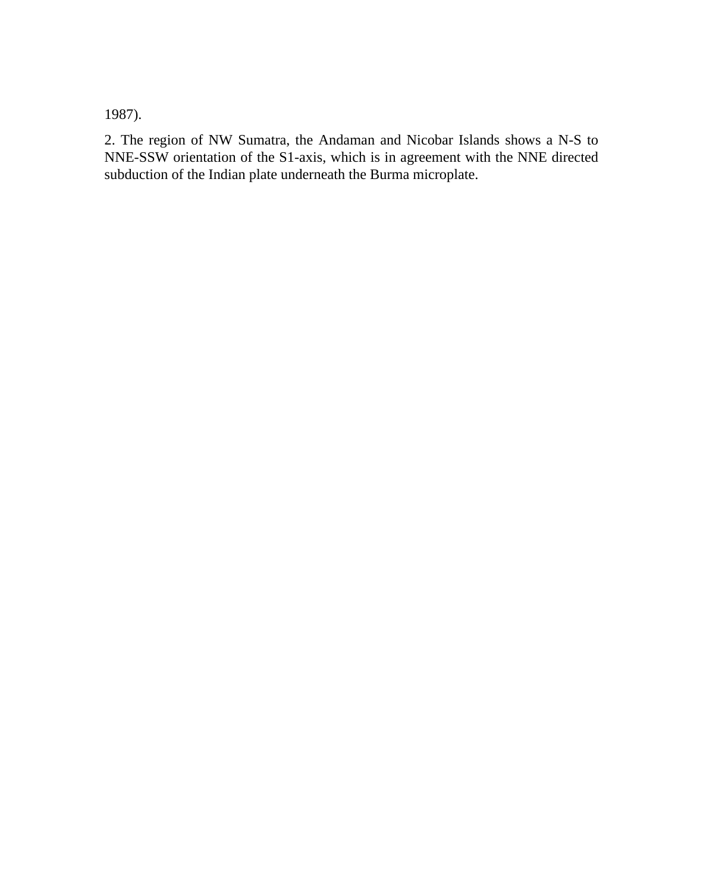1987).

2. The region of NW Sumatra, the Andaman and Nicobar Islands shows a N-S to NNE-SSW orientation of the S1-axis, which is in agreement with the NNE directed subduction of the Indian plate underneath the Burma microplate.